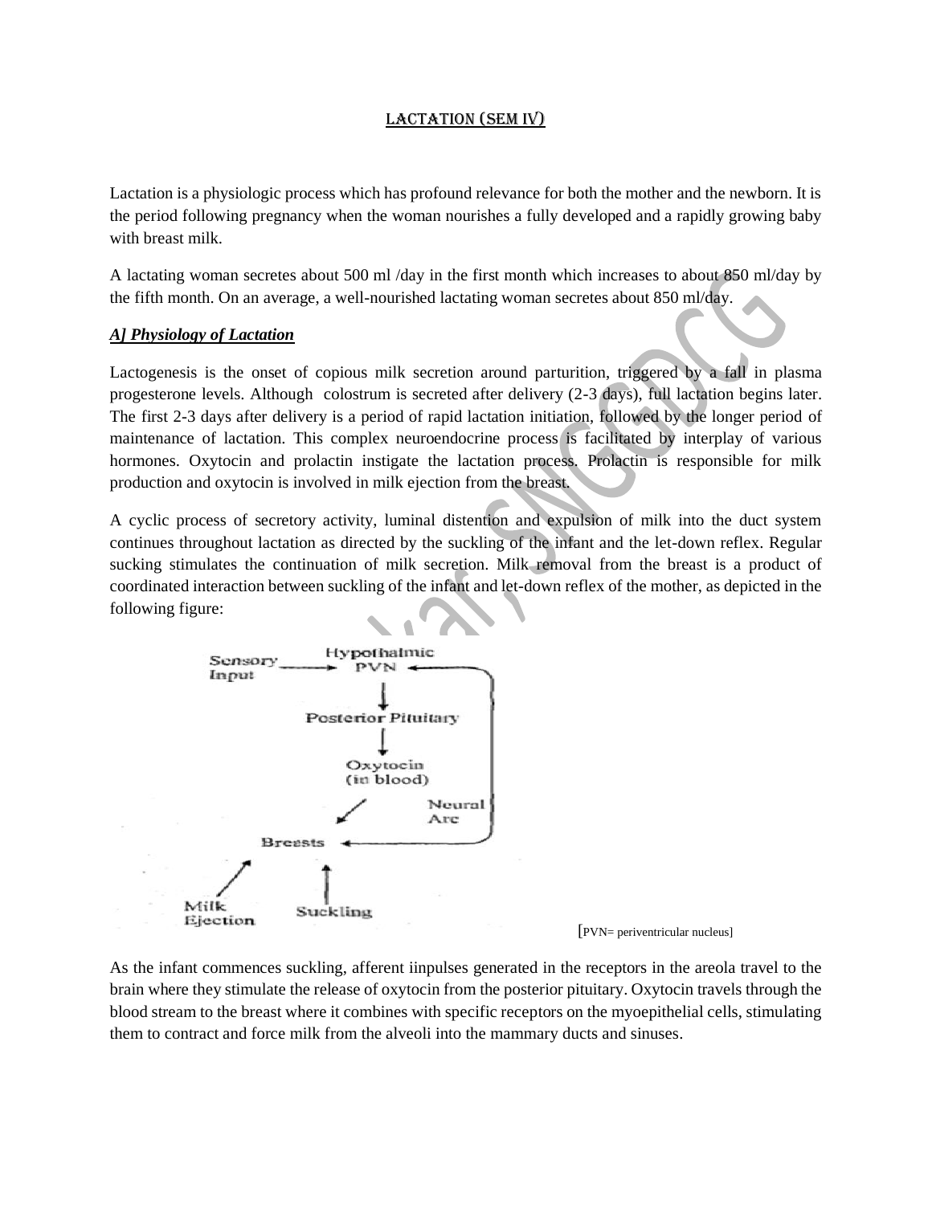# LACTATION (SEM IV)

Lactation is a physiologic process which has profound relevance for both the mother and the newborn. It is the period following pregnancy when the woman nourishes a fully developed and a rapidly growing baby with breast milk.

A lactating woman secretes about 500 ml /day in the first month which increases to about 850 ml/day by the fifth month. On an average, a well-nourished lactating woman secretes about 850 ml/day.

## ***A] Physiology of Lactation***

Lactogenesis is the onset of copious milk secretion around parturition, triggered by a fall in plasma progesterone levels. Although colostrum is secreted after delivery (2-3 days), full lactation begins later. The first 2-3 days after delivery is a period of rapid lactation initiation, followed by the longer period of maintenance of lactation. This complex neuroendocrine process is facilitated by interplay of various hormones. Oxytocin and prolactin instigate the lactation process. Prolactin is responsible for milk production and oxytocin is involved in milk ejection from the breast.

A cyclic process of secretory activity, luminal distention and expulsion of milk into the duct system continues throughout lactation as directed by the suckling of the infant and the let-down reflex. Regular sucking stimulates the continuation of milk secretion. Milk removal from the breast is a product of coordinated interaction between suckling of the infant and let-down reflex of the mother, as depicted in the following figure:

Sensory Input → Hypothalmic PVN → Posterior Pituitary → Oxytocin (in blood) → Breasts → Milk Ejection

Suckling → Breasts → Neural Arc → Hypothalmic PVN

[PVN= periventricular nucleus]

As the infant commences suckling, afferent iinpulses generated in the receptors in the areola travel to the brain where they stimulate the release of oxytocin from the posterior pituitary. Oxytocin travels through the blood stream to the breast where it combines with specific receptors on the myoepithelial cells, stimulating them to contract and force milk from the alveoli into the mammary ducts and sinuses.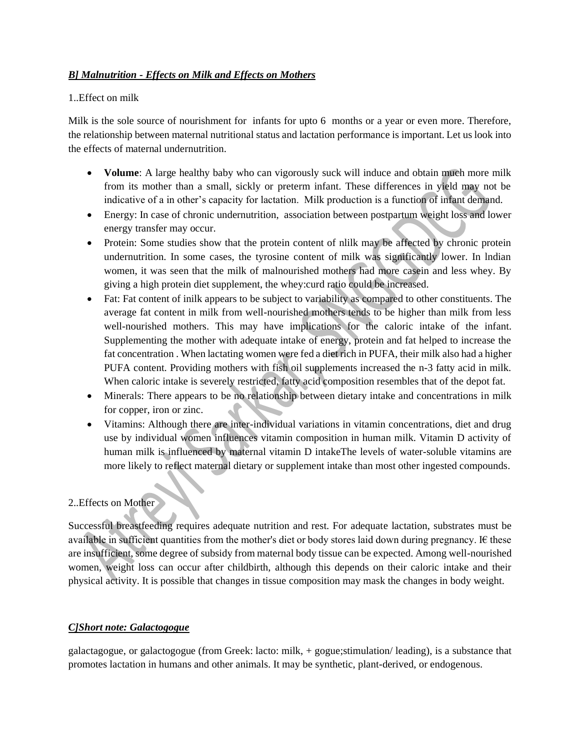***B] Malnutrition - Effects on Milk and Effects on Mothers***

1..Effect on milk

Milk is the sole source of nourishment for infants for upto 6 months or a year or even more. Therefore, the relationship between maternal nutritional status and lactation performance is important. Let us look into the effects of maternal undernutrition.

- **Volume**: A large healthy baby who can vigorously suck will induce and obtain much more milk from its mother than a small, sickly or preterm infant. These differences in yield may not be indicative of a in other's capacity for lactation. Milk production is a function of infant demand.
- Energy: In case of chronic undernutrition, association between postpartum weight loss and lower energy transfer may occur.
- Protein: Some studies show that the protein content of nlilk may be affected by chronic protein undernutrition. In some cases, the tyrosine content of milk was significantly lower. In lndian women, it was seen that the milk of malnourished mothers had more casein and less whey. By giving a high protein diet supplement, the whey:curd ratio could be increased.
- Fat: Fat content of inilk appears to be subject to variability as compared to other constituents. The average fat content in milk from well-nourished mothers tends to be higher than milk from less well-nourished mothers. This may have implications for the caloric intake of the infant. Supplementing the mother with adequate intake of energy, protein and fat helped to increase the fat concentration . When lactating women were fed a diet rich in PUFA, their milk also had a higher PUFA content. Providing mothers with fish oil supplements increased the n-3 fatty acid in milk. When caloric intake is severely restricted, fatty acid composition resembles that of the depot fat.
- Minerals: There appears to be no relationship between dietary intake and concentrations in milk for copper, iron or zinc.
- Vitamins: Although there are inter-individual variations in vitamin concentrations, diet and drug use by individual women influences vitamin composition in human milk. Vitamin D activity of human milk is influenced by maternal vitamin D intakeThe levels of water-soluble vitamins are more likely to reflect maternal dietary or supplement intake than most other ingested compounds.

2..Effects on Mother

Successful breastfeeding requires adequate nutrition and rest. For adequate lactation, substrates must be available in sufficient quantities from the mother's diet or body stores laid down during pregnancy. I€ these are insufficient, some degree of subsidy from maternal body tissue can be expected. Among well-nourished women, weight loss can occur after childbirth, although this depends on their caloric intake and their physical activity. It is possible that changes in tissue composition may mask the changes in body weight.

***C]Short note: Galactogogue***

galactagogue, or galactogogue (from Greek: lacto: milk, + gogue;stimulation/ leading), is a substance that promotes lactation in humans and other animals. It may be synthetic, plant-derived, or endogenous.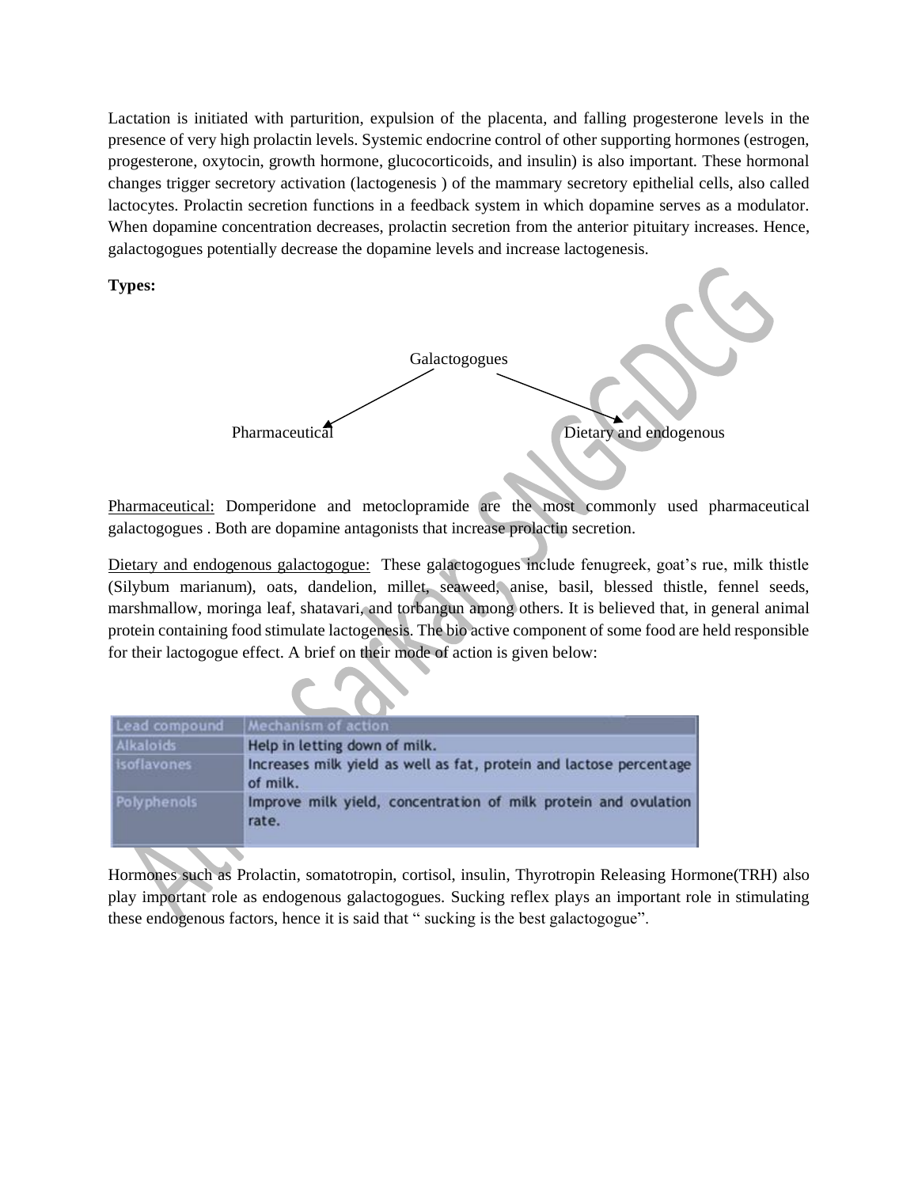Lactation is initiated with parturition, expulsion of the placenta, and falling progesterone levels in the presence of very high prolactin levels. Systemic endocrine control of other supporting hormones (estrogen, progesterone, oxytocin, growth hormone, glucocorticoids, and insulin) is also important. These hormonal changes trigger secretory activation (lactogenesis ) of the mammary secretory epithelial cells, also called lactocytes. Prolactin secretion functions in a feedback system in which dopamine serves as a modulator. When dopamine concentration decreases, prolactin secretion from the anterior pituitary increases. Hence, galactogogues potentially decrease the dopamine levels and increase lactogenesis.

**Types:**

Galactogogues
- Pharmaceutical
- Dietary and endogenous

Pharmaceutical: Domperidone and metoclopramide are the most commonly used pharmaceutical galactogogues . Both are dopamine antagonists that increase prolactin secretion.

Dietary and endogenous galactogogue: These galactogogues include fenugreek, goat's rue, milk thistle (Silybum marianum), oats, dandelion, millet, seaweed, anise, basil, blessed thistle, fennel seeds, marshmallow, moringa leaf, shatavari, and torbangun among others. It is believed that, in general animal protein containing food stimulate lactogenesis. The bio active component of some food are held responsible for their lactogogue effect. A brief on their mode of action is given below:

| Lead compound | Mechanism of action |
| --- | --- |
| Alkaloids | Help in letting down of milk. |
| isoflavones | Increases milk yield as well as fat, protein and lactose percentage of milk. |
| Polyphenols | Improve milk yield, concentration of milk protein and ovulation rate. |

Hormones such as Prolactin, somatotropin, cortisol, insulin, Thyrotropin Releasing Hormone(TRH) also play important role as endogenous galactogogues. Sucking reflex plays an important role in stimulating these endogenous factors, hence it is said that " sucking is the best galactogogue".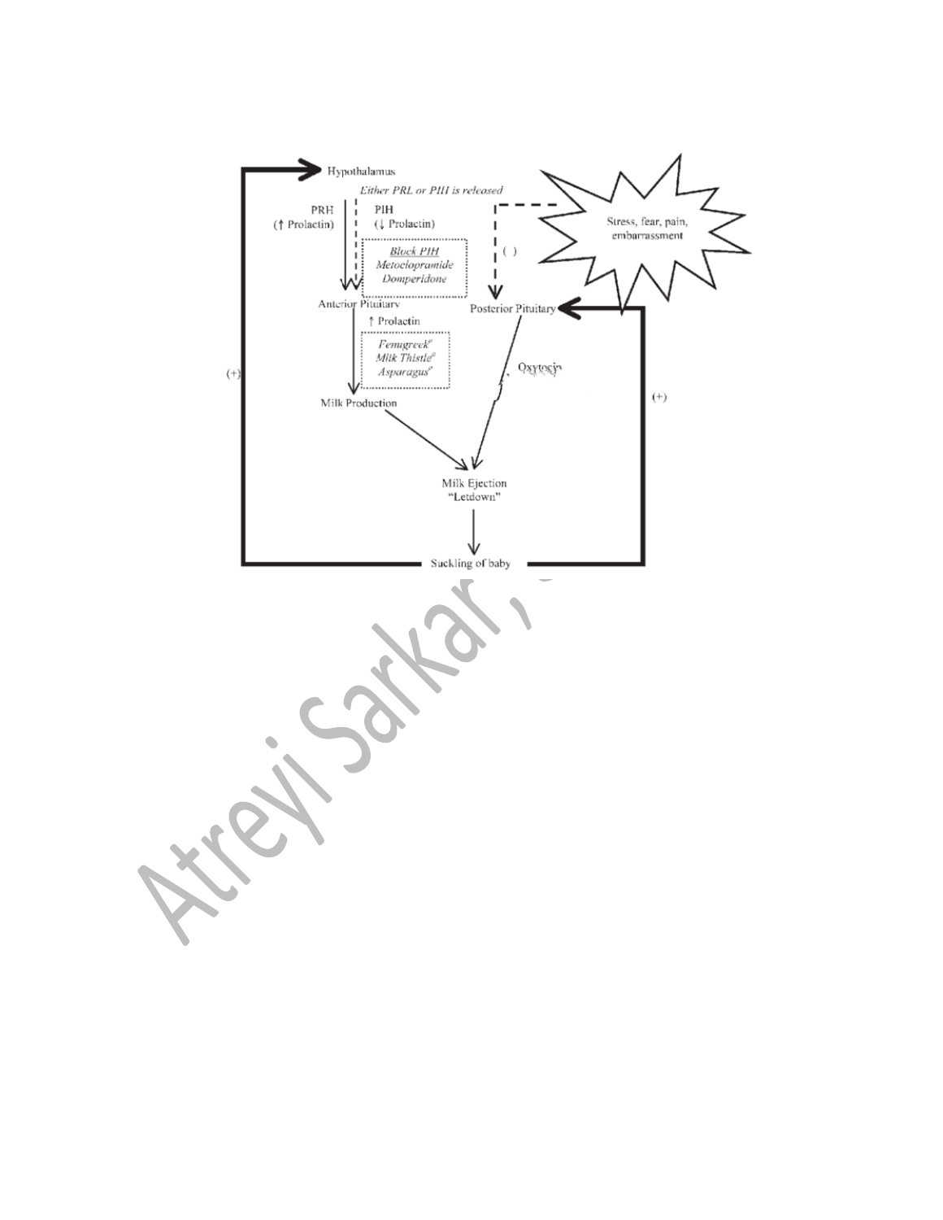Hypothalamus

*Either PRL or PIH is released*

PRH
(↑ Prolactin)

PIH
(↓ Prolactin)

*Block PIH*
*Metoclopramide*
*Domperidone*

( )

Stress, fear, pain, embarrassment

Anterior Pituitary

Posterior Pituitary

↑ Prolactin

*Fenugreek[a]*
*Milk Thistle[a]*
*Asparagus[a]*

Oxytocin

(+)

(+)

Milk Production

Milk Ejection
"Letdown"

Suckling of baby